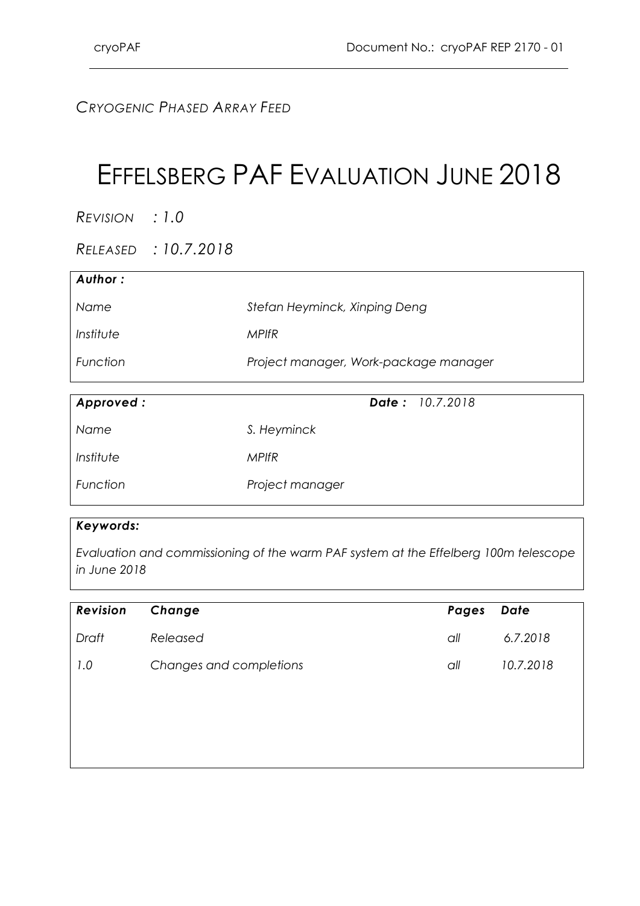*CRYOGENIC PHASED ARRAY FEED*

# EFFELSBERG PAF EVALUATION JUNE 2018

*REVISION : 1.0*

*RELEASED : 10.7.2018*

| ***Author :*** | |
|---|---|
| *Name* | *Stefan Heyminck, Xinping Deng* |
| *Institute* | *MPIfR* |
| *Function* | *Project manager, Work-package manager* |

| ***Approved :*** | ***Date :*** *10.7.2018* |
|---|---|
| *Name* | *S. Heyminck* |
| *Institute* | *MPIfR* |
| *Function* | *Project manager* |

***Keywords:***

*Evaluation and commissioning of the warm PAF system at the Effelberg 100m telescope in June 2018*

| ***Revision*** | ***Change*** | ***Pages*** | ***Date*** |
|---|---|---|---|
| *Draft* | *Released* | *all* | *6.7.2018* |
| *1.0* | *Changes and completions* | *all* | *10.7.2018* |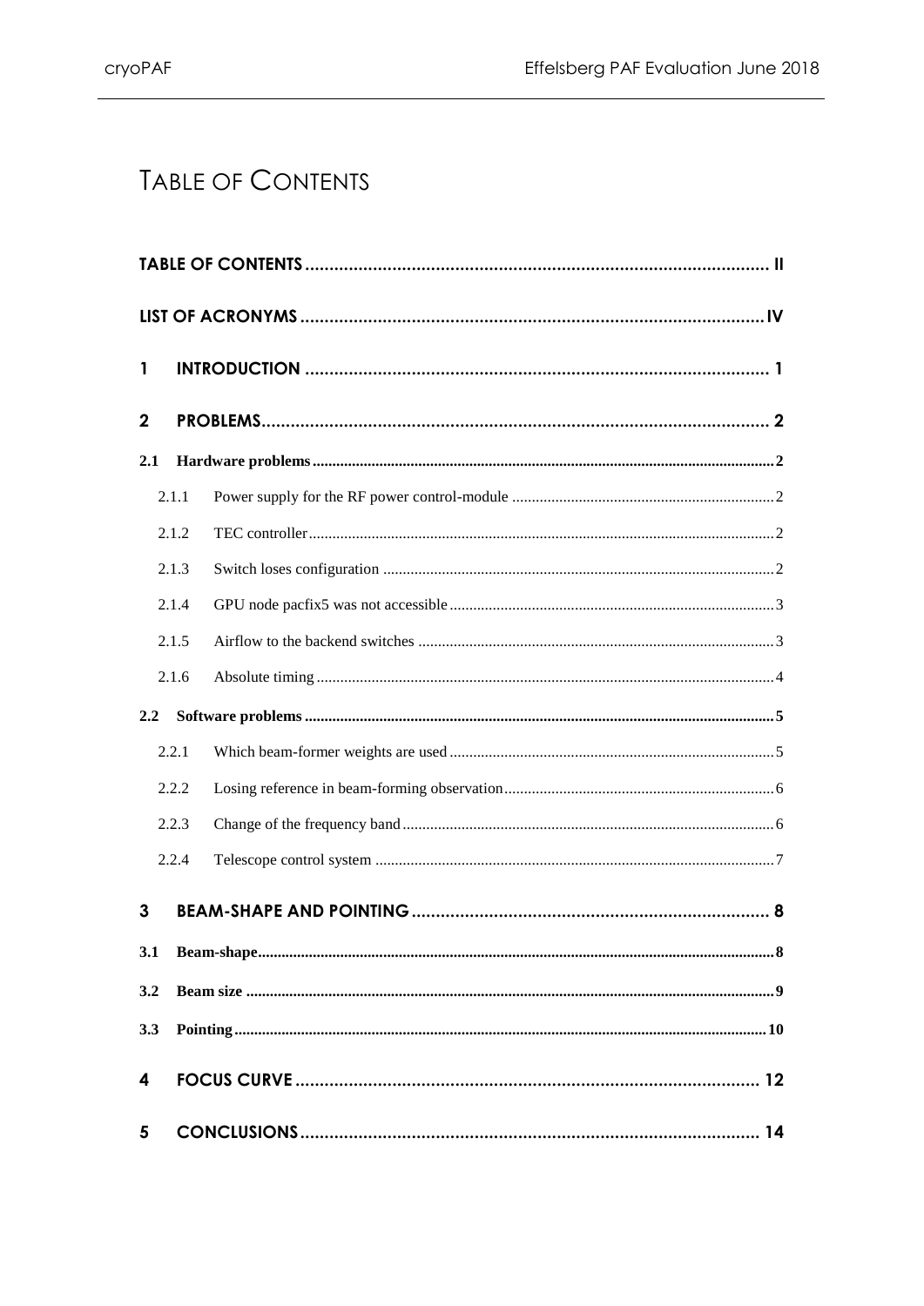# Table of Contents

TABLE OF CONTENTS ..... II

LIST OF ACRONYMS ..... IV

1 INTRODUCTION ..... 1

2 PROBLEMS ..... 2

2.1 Hardware problems ..... 2

- 2.1.1 Power supply for the RF power control-module ..... 2
- 2.1.2 TEC controller ..... 2
- 2.1.3 Switch loses configuration ..... 2
- 2.1.4 GPU node pacfix5 was not accessible ..... 3
- 2.1.5 Airflow to the backend switches ..... 3
- 2.1.6 Absolute timing ..... 4

2.2 Software problems ..... 5

- 2.2.1 Which beam-former weights are used ..... 5
- 2.2.2 Losing reference in beam-forming observation ..... 6
- 2.2.3 Change of the frequency band ..... 6
- 2.2.4 Telescope control system ..... 7

3 BEAM-SHAPE AND POINTING ..... 8

3.1 Beam-shape ..... 8

3.2 Beam size ..... 9

3.3 Pointing ..... 10

4 FOCUS CURVE ..... 12

5 CONCLUSIONS ..... 14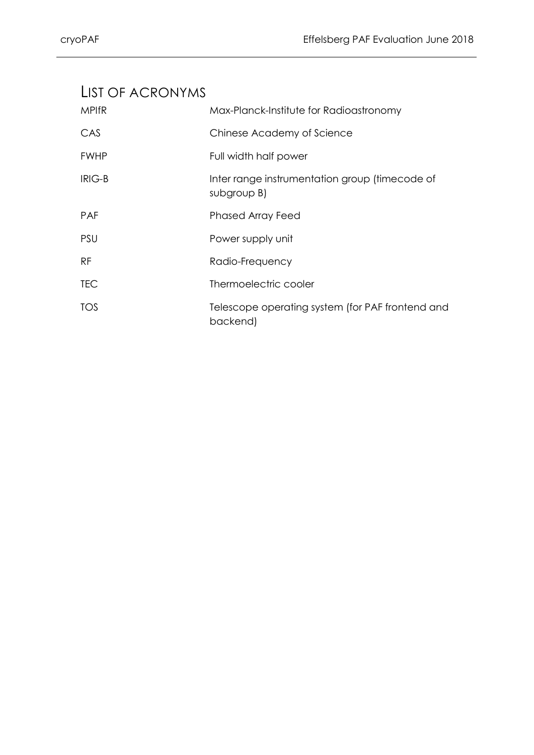# List of Acronyms

| | |
|---|---|
| MPIfR | Max-Planck-Institute for Radioastronomy |
| CAS | Chinese Academy of Science |
| FWHP | Full width half power |
| IRIG-B | Inter range instrumentation group (timecode of subgroup B) |
| PAF | Phased Array Feed |
| PSU | Power supply unit |
| RF | Radio-Frequency |
| TEC | Thermoelectric cooler |
| TOS | Telescope operating system (for PAF frontend and backend) |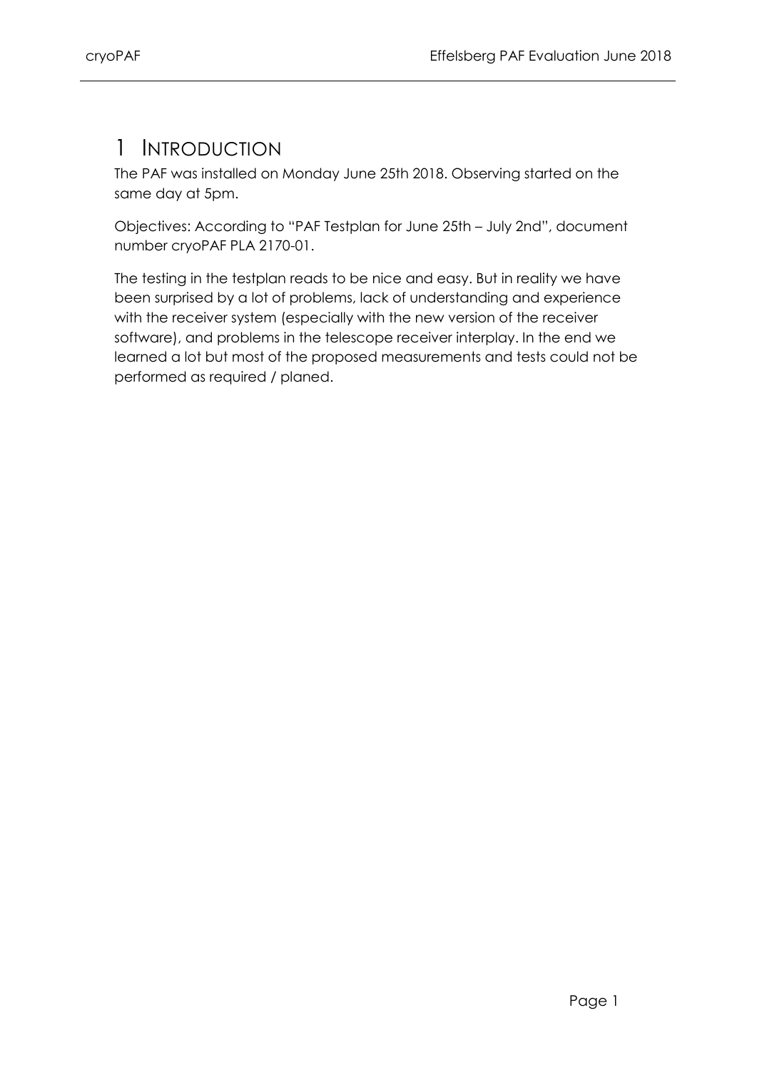# 1 INTRODUCTION

The PAF was installed on Monday June 25th 2018. Observing started on the same day at 5pm.

Objectives: According to "PAF Testplan for June 25th – July 2nd", document number cryoPAF PLA 2170-01.

The testing in the testplan reads to be nice and easy. But in reality we have been surprised by a lot of problems, lack of understanding and experience with the receiver system (especially with the new version of the receiver software), and problems in the telescope receiver interplay. In the end we learned a lot but most of the proposed measurements and tests could not be performed as required / planed.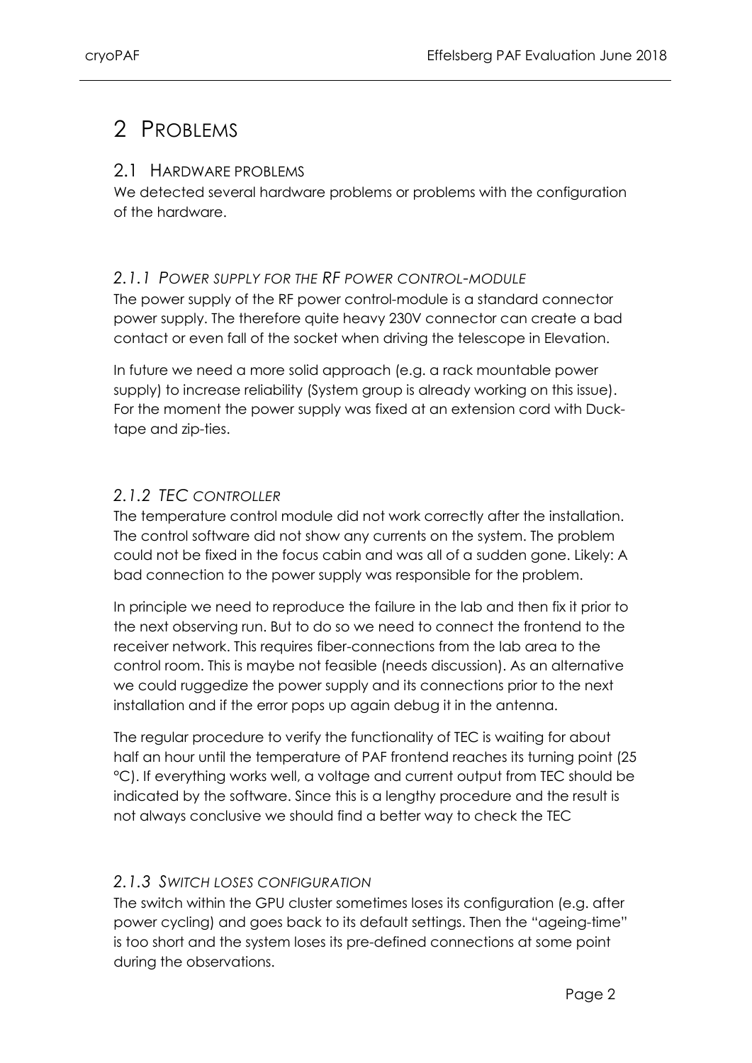# 2 Problems

## 2.1 Hardware problems

We detected several hardware problems or problems with the configuration of the hardware.

### *2.1.1 Power supply for the RF power control-module*

The power supply of the RF power control-module is a standard connector power supply. The therefore quite heavy 230V connector can create a bad contact or even fall of the socket when driving the telescope in Elevation.

In future we need a more solid approach (e.g. a rack mountable power supply) to increase reliability (System group is already working on this issue). For the moment the power supply was fixed at an extension cord with Duck-tape and zip-ties.

### *2.1.2 TEC controller*

The temperature control module did not work correctly after the installation. The control software did not show any currents on the system. The problem could not be fixed in the focus cabin and was all of a sudden gone. Likely: A bad connection to the power supply was responsible for the problem.

In principle we need to reproduce the failure in the lab and then fix it prior to the next observing run. But to do so we need to connect the frontend to the receiver network. This requires fiber-connections from the lab area to the control room. This is maybe not feasible (needs discussion). As an alternative we could ruggedize the power supply and its connections prior to the next installation and if the error pops up again debug it in the antenna.

The regular procedure to verify the functionality of TEC is waiting for about half an hour until the temperature of PAF frontend reaches its turning point (25 °C). If everything works well, a voltage and current output from TEC should be indicated by the software. Since this is a lengthy procedure and the result is not always conclusive we should find a better way to check the TEC

### *2.1.3 Switch loses configuration*

The switch within the GPU cluster sometimes loses its configuration (e.g. after power cycling) and goes back to its default settings. Then the "ageing-time" is too short and the system loses its pre-defined connections at some point during the observations.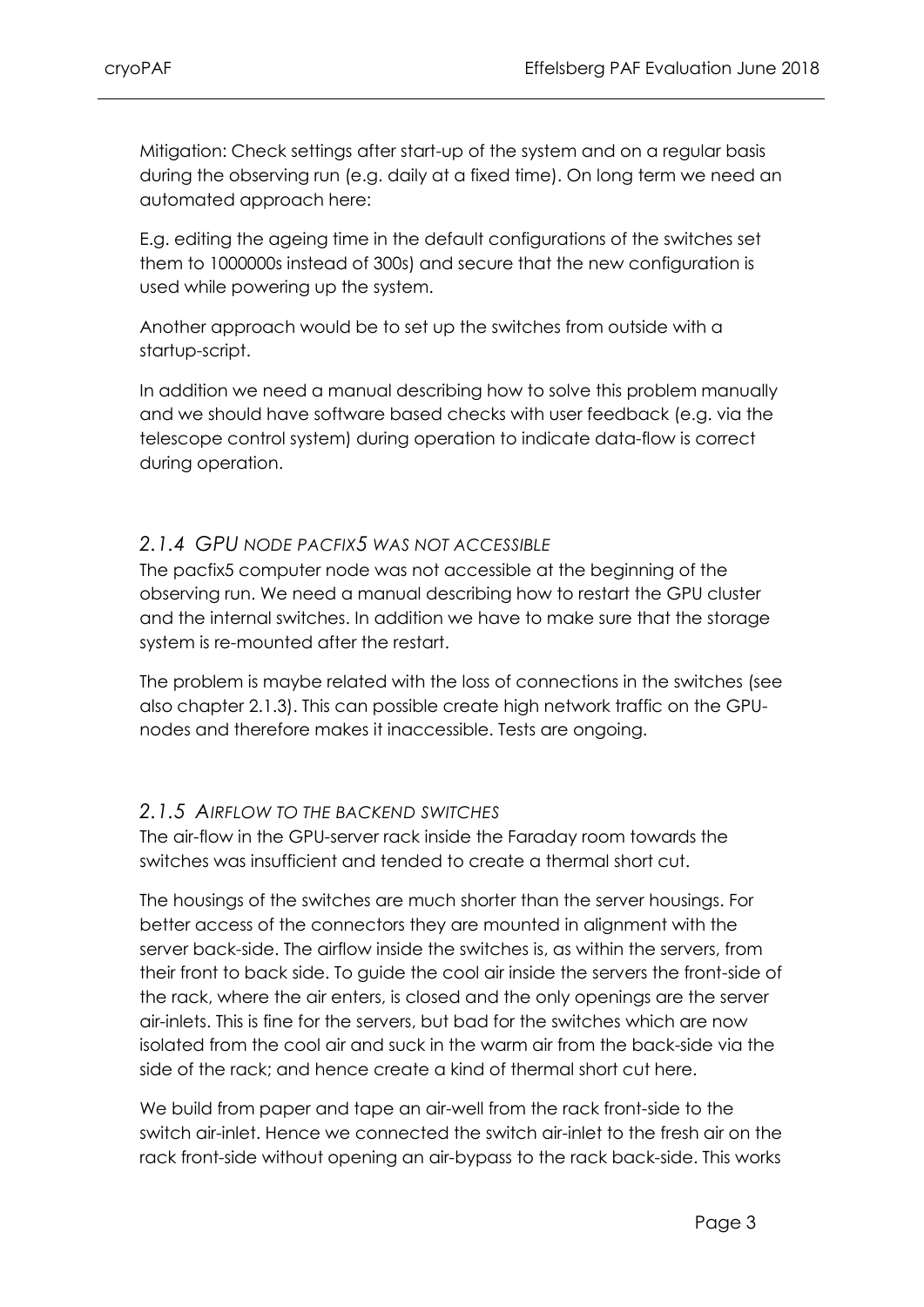Mitigation: Check settings after start-up of the system and on a regular basis during the observing run (e.g. daily at a fixed time). On long term we need an automated approach here:

E.g. editing the ageing time in the default configurations of the switches set them to 1000000s instead of 300s) and secure that the new configuration is used while powering up the system.

Another approach would be to set up the switches from outside with a startup-script.

In addition we need a manual describing how to solve this problem manually and we should have software based checks with user feedback (e.g. via the telescope control system) during operation to indicate data-flow is correct during operation.

### *2.1.4 GPU NODE PACFIX5 WAS NOT ACCESSIBLE*

The pacfix5 computer node was not accessible at the beginning of the observing run. We need a manual describing how to restart the GPU cluster and the internal switches. In addition we have to make sure that the storage system is re-mounted after the restart.

The problem is maybe related with the loss of connections in the switches (see also chapter 2.1.3). This can possible create high network traffic on the GPU-nodes and therefore makes it inaccessible. Tests are ongoing.

### *2.1.5 AIRFLOW TO THE BACKEND SWITCHES*

The air-flow in the GPU-server rack inside the Faraday room towards the switches was insufficient and tended to create a thermal short cut.

The housings of the switches are much shorter than the server housings. For better access of the connectors they are mounted in alignment with the server back-side. The airflow inside the switches is, as within the servers, from their front to back side. To guide the cool air inside the servers the front-side of the rack, where the air enters, is closed and the only openings are the server air-inlets. This is fine for the servers, but bad for the switches which are now isolated from the cool air and suck in the warm air from the back-side via the side of the rack; and hence create a kind of thermal short cut here.

We build from paper and tape an air-well from the rack front-side to the switch air-inlet. Hence we connected the switch air-inlet to the fresh air on the rack front-side without opening an air-bypass to the rack back-side. This works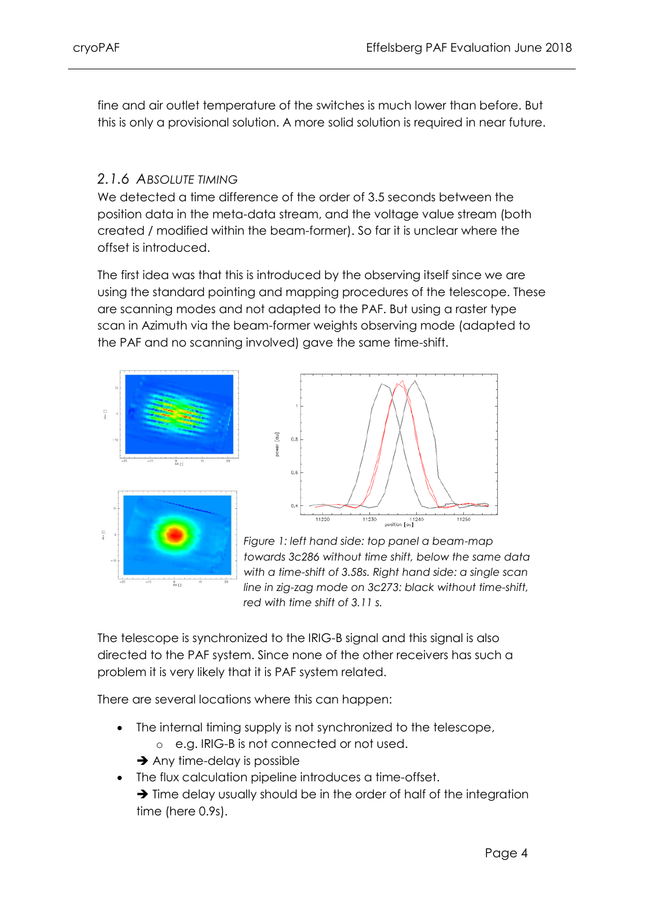fine and air outlet temperature of the switches is much lower than before. But this is only a provisional solution. A more solid solution is required in near future.

### 2.1.6 Absolute Timing

We detected a time difference of the order of 3.5 seconds between the position data in the meta-data stream, and the voltage value stream (both created / modified within the beam-former). So far it is unclear where the offset is introduced.

The first idea was that this is introduced by the observing itself since we are using the standard pointing and mapping procedures of the telescope. These are scanning modes and not adapted to the PAF. But using a raster type scan in Azimuth via the beam-former weights observing mode (adapted to the PAF and no scanning involved) gave the same time-shift.

*Figure 1: left hand side: top panel a beam-map towards 3c286 without time shift, below the same data with a time-shift of 3.58s. Right hand side: a single scan line in zig-zag mode on 3c273: black without time-shift, red with time shift of 3.11 s.*

The telescope is synchronized to the IRIG-B signal and this signal is also directed to the PAF system. Since none of the other receivers has such a problem it is very likely that it is PAF system related.

There are several locations where this can happen:

- The internal timing supply is not synchronized to the telescope,
    - e.g. IRIG-B is not connected or not used.

  ➔ Any time-delay is possible
- The flux calculation pipeline introduces a time-offset.

  ➔ Time delay usually should be in the order of half of the integration time (here 0.9s).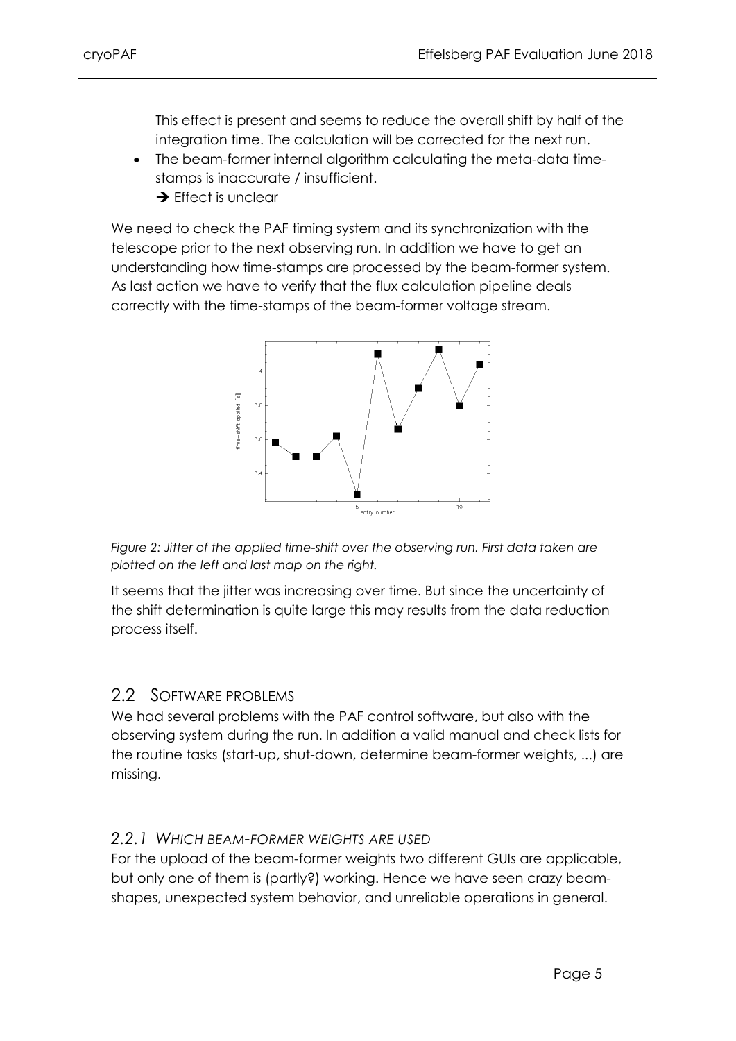This effect is present and seems to reduce the overall shift by half of the integration time. The calculation will be corrected for the next run.

- The beam-former internal algorithm calculating the meta-data time-stamps is inaccurate / insufficient.
  ➔ Effect is unclear

We need to check the PAF timing system and its synchronization with the telescope prior to the next observing run. In addition we have to get an understanding how time-stamps are processed by the beam-former system. As last action we have to verify that the flux calculation pipeline deals correctly with the time-stamps of the beam-former voltage stream.

*Figure 2: Jitter of the applied time-shift over the observing run. First data taken are plotted on the left and last map on the right.*

It seems that the jitter was increasing over time. But since the uncertainty of the shift determination is quite large this may results from the data reduction process itself.

## 2.2 Software problems

We had several problems with the PAF control software, but also with the observing system during the run. In addition a valid manual and check lists for the routine tasks (start-up, shut-down, determine beam-former weights, ...) are missing.

### *2.2.1 Which beam-former weights are used*

For the upload of the beam-former weights two different GUIs are applicable, but only one of them is (partly?) working. Hence we have seen crazy beam-shapes, unexpected system behavior, and unreliable operations in general.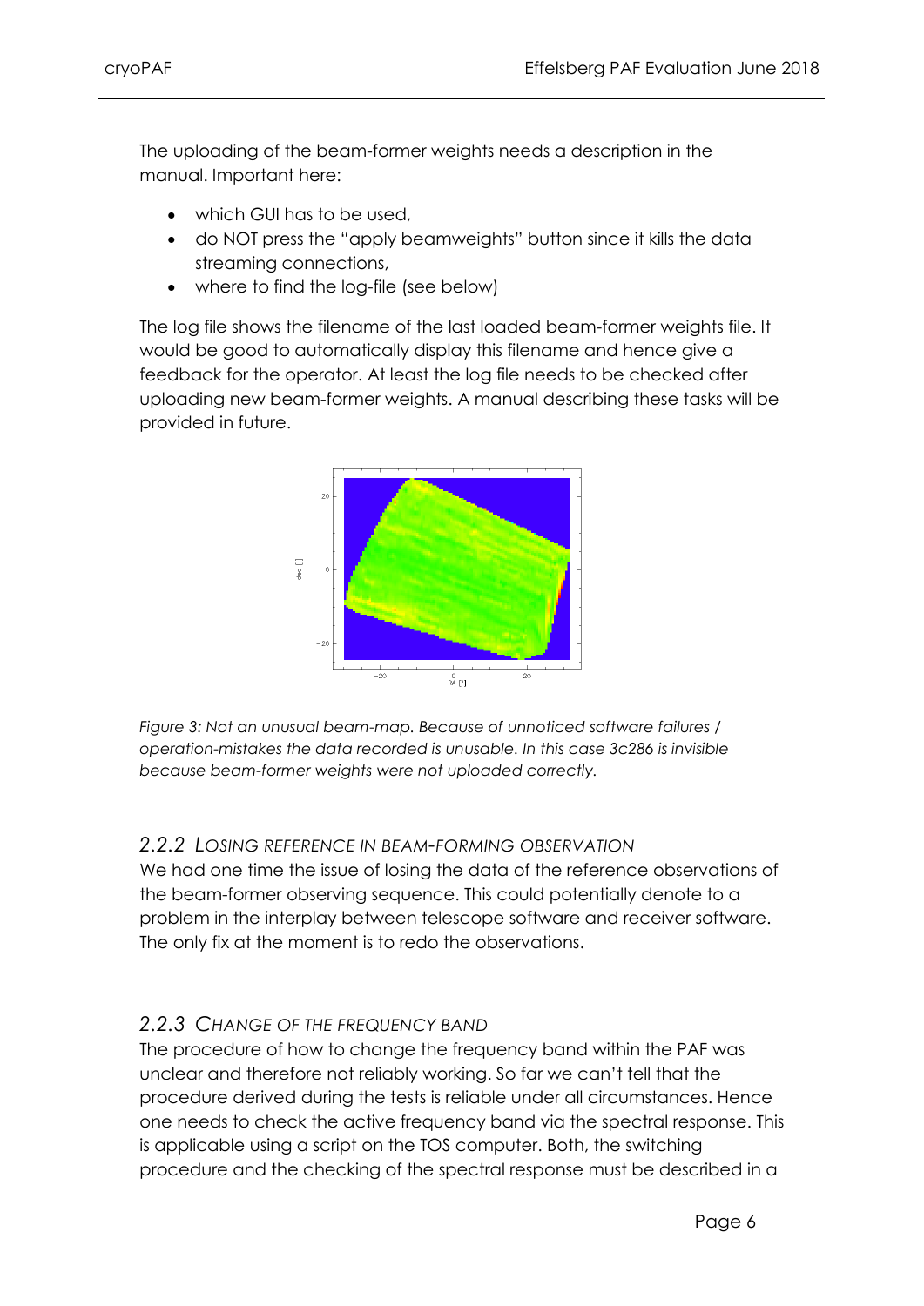The uploading of the beam-former weights needs a description in the manual. Important here:

- which GUI has to be used,
- do NOT press the "apply beamweights" button since it kills the data streaming connections,
- where to find the log-file (see below)

The log file shows the filename of the last loaded beam-former weights file. It would be good to automatically display this filename and hence give a feedback for the operator. At least the log file needs to be checked after uploading new beam-former weights. A manual describing these tasks will be provided in future.

*Figure 3: Not an unusual beam-map. Because of unnoticed software failures / operation-mistakes the data recorded is unusable. In this case 3c286 is invisible because beam-former weights were not uploaded correctly.*

### 2.2.2 Losing Reference in Beam-Forming Observation

We had one time the issue of losing the data of the reference observations of the beam-former observing sequence. This could potentially denote to a problem in the interplay between telescope software and receiver software. The only fix at the moment is to redo the observations.

### 2.2.3 Change of the Frequency Band

The procedure of how to change the frequency band within the PAF was unclear and therefore not reliably working. So far we can't tell that the procedure derived during the tests is reliable under all circumstances. Hence one needs to check the active frequency band via the spectral response. This is applicable using a script on the TOS computer. Both, the switching procedure and the checking of the spectral response must be described in a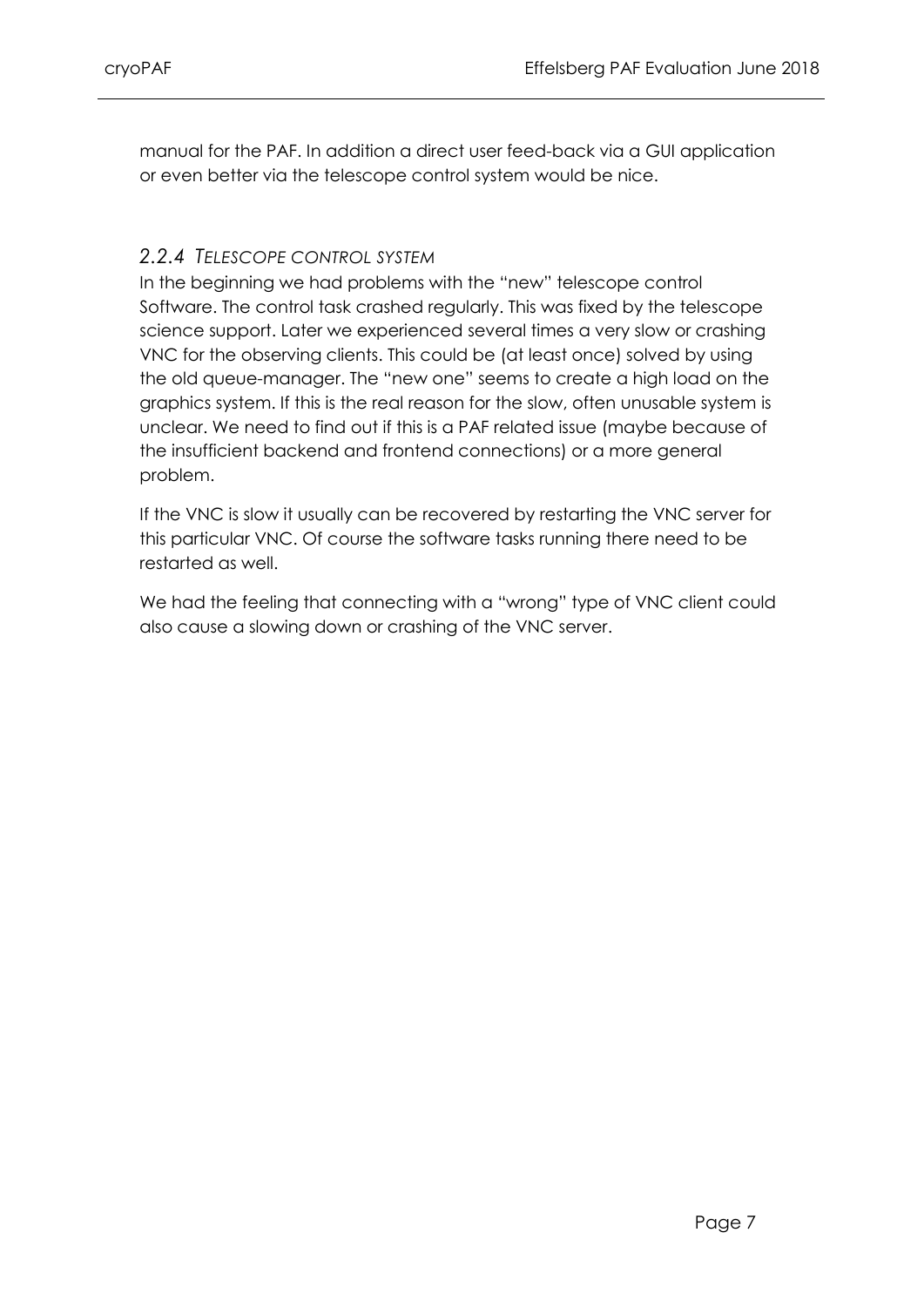manual for the PAF. In addition a direct user feed-back via a GUI application or even better via the telescope control system would be nice.

### *2.2.4 Telescope control system*

In the beginning we had problems with the "new" telescope control Software. The control task crashed regularly. This was fixed by the telescope science support. Later we experienced several times a very slow or crashing VNC for the observing clients. This could be (at least once) solved by using the old queue-manager. The "new one" seems to create a high load on the graphics system. If this is the real reason for the slow, often unusable system is unclear. We need to find out if this is a PAF related issue (maybe because of the insufficient backend and frontend connections) or a more general problem.

If the VNC is slow it usually can be recovered by restarting the VNC server for this particular VNC. Of course the software tasks running there need to be restarted as well.

We had the feeling that connecting with a "wrong" type of VNC client could also cause a slowing down or crashing of the VNC server.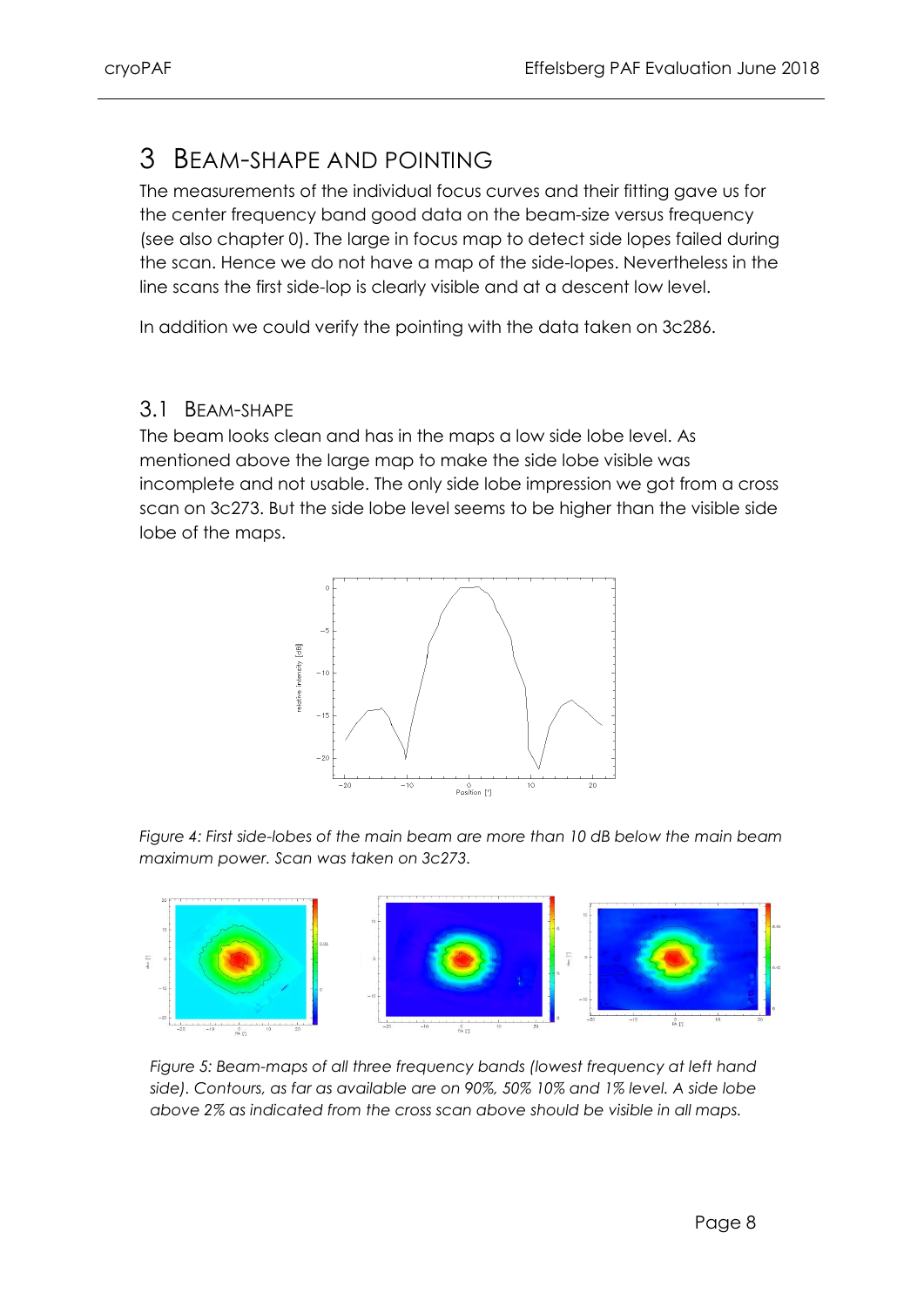# 3 BEAM-SHAPE AND POINTING

The measurements of the individual focus curves and their fitting gave us for the center frequency band good data on the beam-size versus frequency (see also chapter 0). The large in focus map to detect side lopes failed during the scan. Hence we do not have a map of the side-lopes. Nevertheless in the line scans the first side-lop is clearly visible and at a descent low level.

In addition we could verify the pointing with the data taken on 3c286.

## 3.1 BEAM-SHAPE

The beam looks clean and has in the maps a low side lobe level. As mentioned above the large map to make the side lobe visible was incomplete and not usable. The only side lobe impression we got from a cross scan on 3c273. But the side lobe level seems to be higher than the visible side lobe of the maps.

*Figure 4: First side-lobes of the main beam are more than 10 dB below the main beam maximum power. Scan was taken on 3c273.*

*Figure 5: Beam-maps of all three frequency bands (lowest frequency at left hand side). Contours, as far as available are on 90%, 50% 10% and 1% level. A side lobe above 2% as indicated from the cross scan above should be visible in all maps.*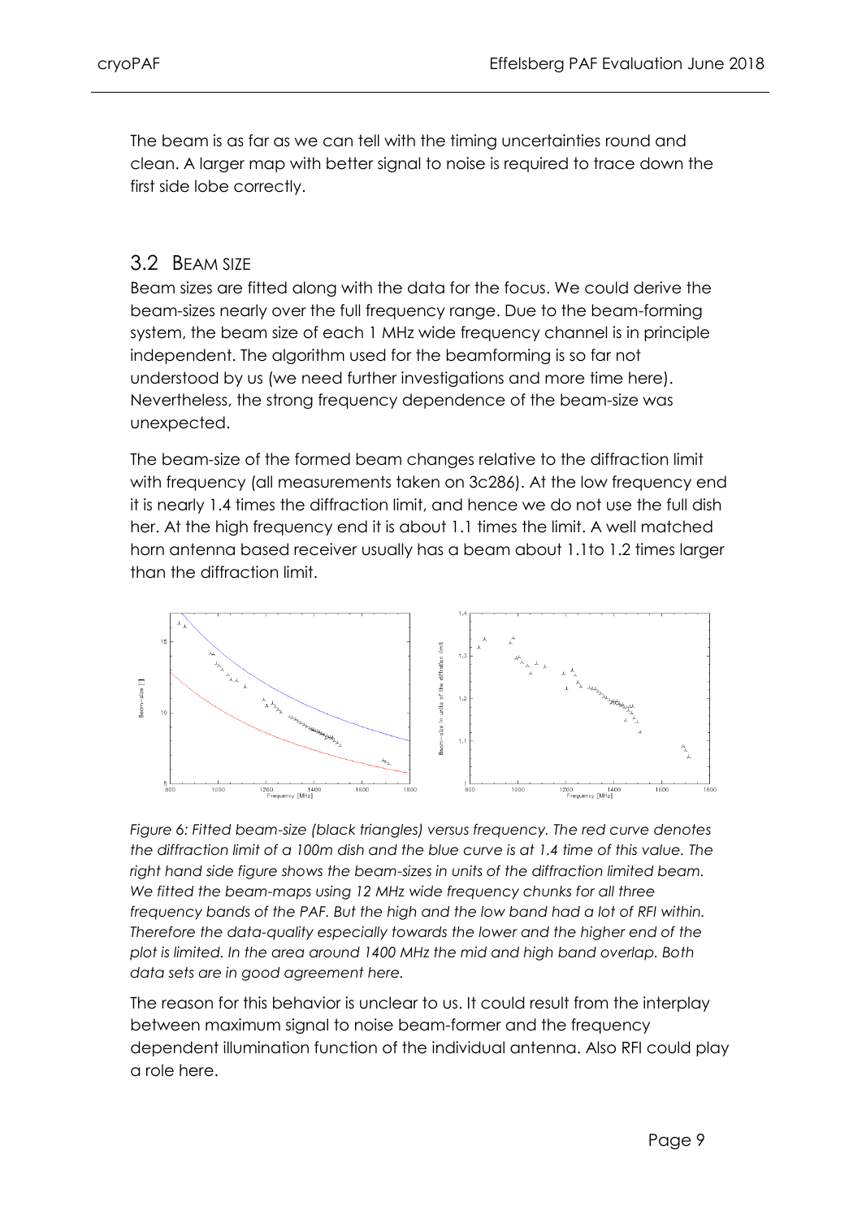The beam is as far as we can tell with the timing uncertainties round and clean. A larger map with better signal to noise is required to trace down the first side lobe correctly.

## 3.2 Beam size

Beam sizes are fitted along with the data for the focus. We could derive the beam-sizes nearly over the full frequency range. Due to the beam-forming system, the beam size of each 1 MHz wide frequency channel is in principle independent. The algorithm used for the beamforming is so far not understood by us (we need further investigations and more time here). Nevertheless, the strong frequency dependence of the beam-size was unexpected.

The beam-size of the formed beam changes relative to the diffraction limit with frequency (all measurements taken on 3c286). At the low frequency end it is nearly 1.4 times the diffraction limit, and hence we do not use the full dish her. At the high frequency end it is about 1.1 times the limit. A well matched horn antenna based receiver usually has a beam about 1.1to 1.2 times larger than the diffraction limit.

*Figure 6: Fitted beam-size (black triangles) versus frequency. The red curve denotes the diffraction limit of a 100m dish and the blue curve is at 1.4 time of this value. The right hand side figure shows the beam-sizes in units of the diffraction limited beam. We fitted the beam-maps using 12 MHz wide frequency chunks for all three frequency bands of the PAF. But the high and the low band had a lot of RFI within. Therefore the data-quality especially towards the lower and the higher end of the plot is limited. In the area around 1400 MHz the mid and high band overlap. Both data sets are in good agreement here.*

The reason for this behavior is unclear to us. It could result from the interplay between maximum signal to noise beam-former and the frequency dependent illumination function of the individual antenna. Also RFI could play a role here.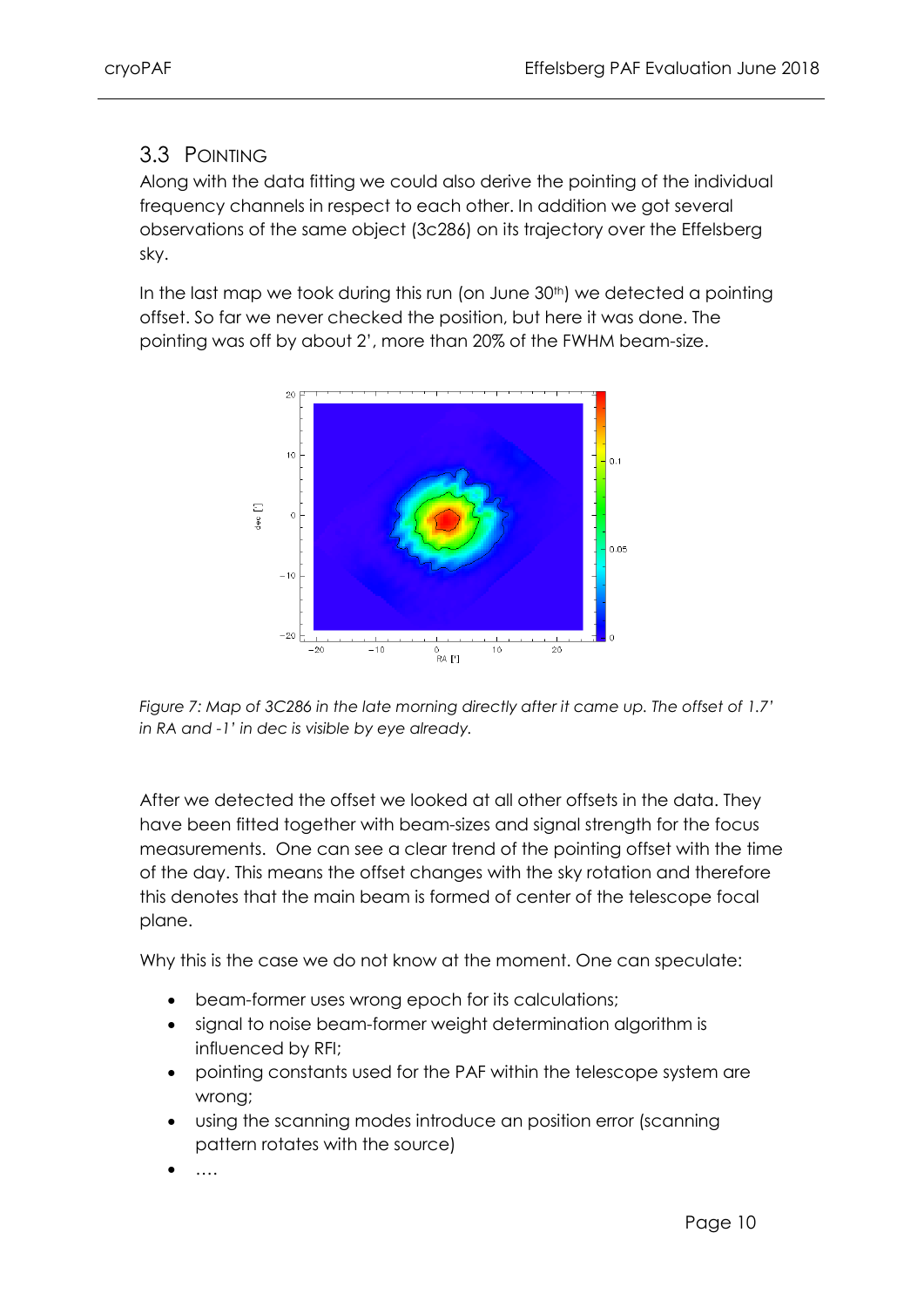## 3.3 Pointing

Along with the data fitting we could also derive the pointing of the individual frequency channels in respect to each other. In addition we got several observations of the same object (3c286) on its trajectory over the Effelsberg sky.

In the last map we took during this run (on June 30th) we detected a pointing offset. So far we never checked the position, but here it was done. The pointing was off by about 2', more than 20% of the FWHM beam-size.

*Figure 7: Map of 3C286 in the late morning directly after it came up. The offset of 1.7' in RA and -1' in dec is visible by eye already.*

After we detected the offset we looked at all other offsets in the data. They have been fitted together with beam-sizes and signal strength for the focus measurements. One can see a clear trend of the pointing offset with the time of the day. This means the offset changes with the sky rotation and therefore this denotes that the main beam is formed of center of the telescope focal plane.

Why this is the case we do not know at the moment. One can speculate:

- beam-former uses wrong epoch for its calculations;
- signal to noise beam-former weight determination algorithm is influenced by RFI;
- pointing constants used for the PAF within the telescope system are wrong;
- using the scanning modes introduce an position error (scanning pattern rotates with the source)
- ….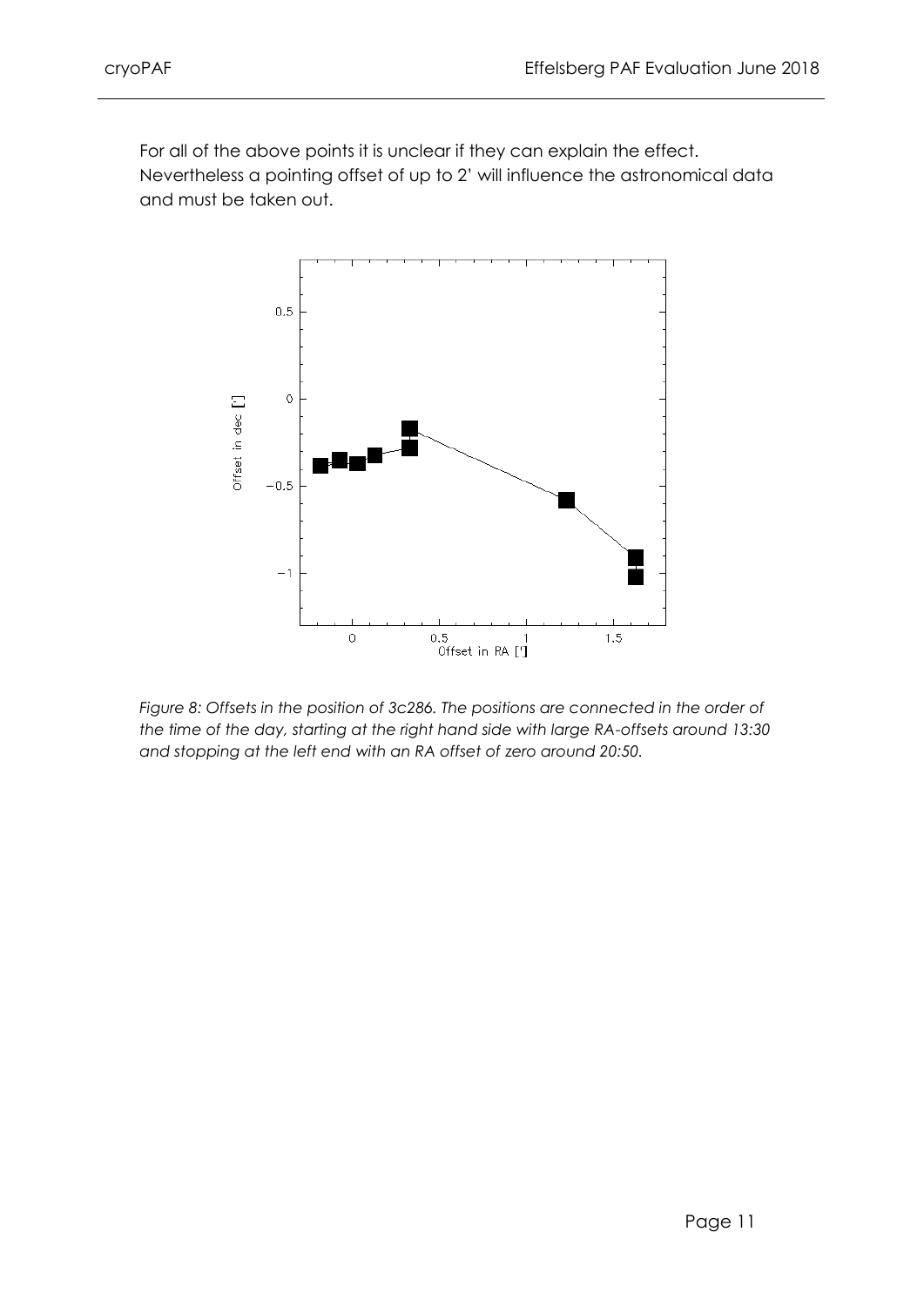For all of the above points it is unclear if they can explain the effect. Nevertheless a pointing offset of up to 2' will influence the astronomical data and must be taken out.

*Figure 8: Offsets in the position of 3c286. The positions are connected in the order of the time of the day, starting at the right hand side with large RA-offsets around 13:30 and stopping at the left end with an RA offset of zero around 20:50.*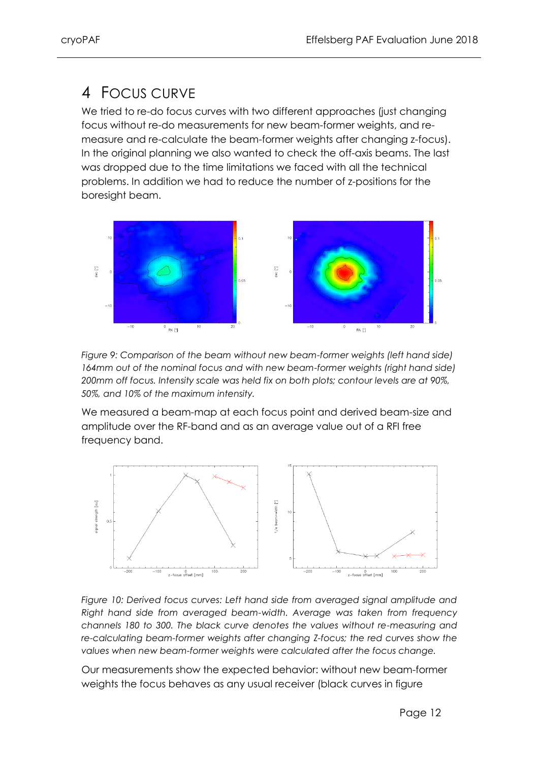# 4 FOCUS CURVE

We tried to re-do focus curves with two different approaches (just changing focus without re-do measurements for new beam-former weights, and re-measure and re-calculate the beam-former weights after changing z-focus). In the original planning we also wanted to check the off-axis beams. The last was dropped due to the time limitations we faced with all the technical problems. In addition we had to reduce the number of z-positions for the boresight beam.

*Figure 9: Comparison of the beam without new beam-former weights (left hand side) 164mm out of the nominal focus and with new beam-former weights (right hand side) 200mm off focus. Intensity scale was held fix on both plots; contour levels are at 90%, 50%, and 10% of the maximum intensity.*

We measured a beam-map at each focus point and derived beam-size and amplitude over the RF-band and as an average value out of a RFI free frequency band.

*Figure 10: Derived focus curves: Left hand side from averaged signal amplitude and Right hand side from averaged beam-width. Average was taken from frequency channels 180 to 300. The black curve denotes the values without re-measuring and re-calculating beam-former weights after changing Z-focus; the red curves show the values when new beam-former weights were calculated after the focus change.*

Our measurements show the expected behavior: without new beam-former weights the focus behaves as any usual receiver (black curves in figure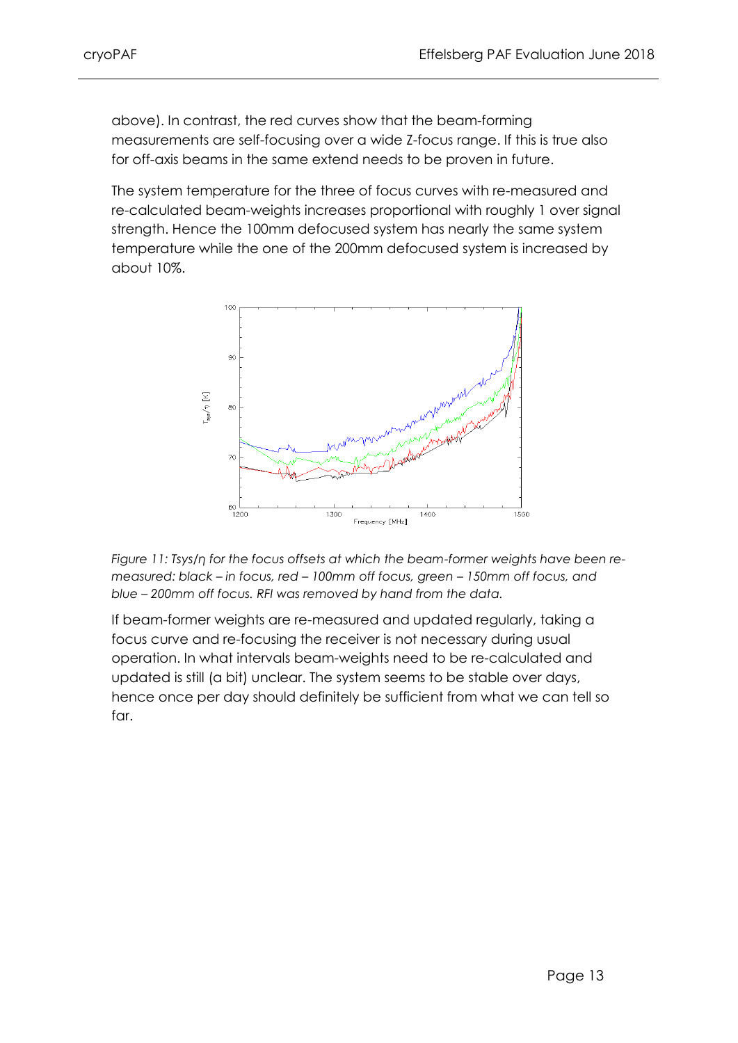above). In contrast, the red curves show that the beam-forming measurements are self-focusing over a wide Z-focus range. If this is true also for off-axis beams in the same extend needs to be proven in future.

The system temperature for the three of focus curves with re-measured and re-calculated beam-weights increases proportional with roughly 1 over signal strength. Hence the 100mm defocused system has nearly the same system temperature while the one of the 200mm defocused system is increased by about 10%.

*Figure 11: Tsys/η for the focus offsets at which the beam-former weights have been re-measured: black – in focus, red – 100mm off focus, green – 150mm off focus, and blue – 200mm off focus. RFI was removed by hand from the data.*

If beam-former weights are re-measured and updated regularly, taking a focus curve and re-focusing the receiver is not necessary during usual operation. In what intervals beam-weights need to be re-calculated and updated is still (a bit) unclear. The system seems to be stable over days, hence once per day should definitely be sufficient from what we can tell so far.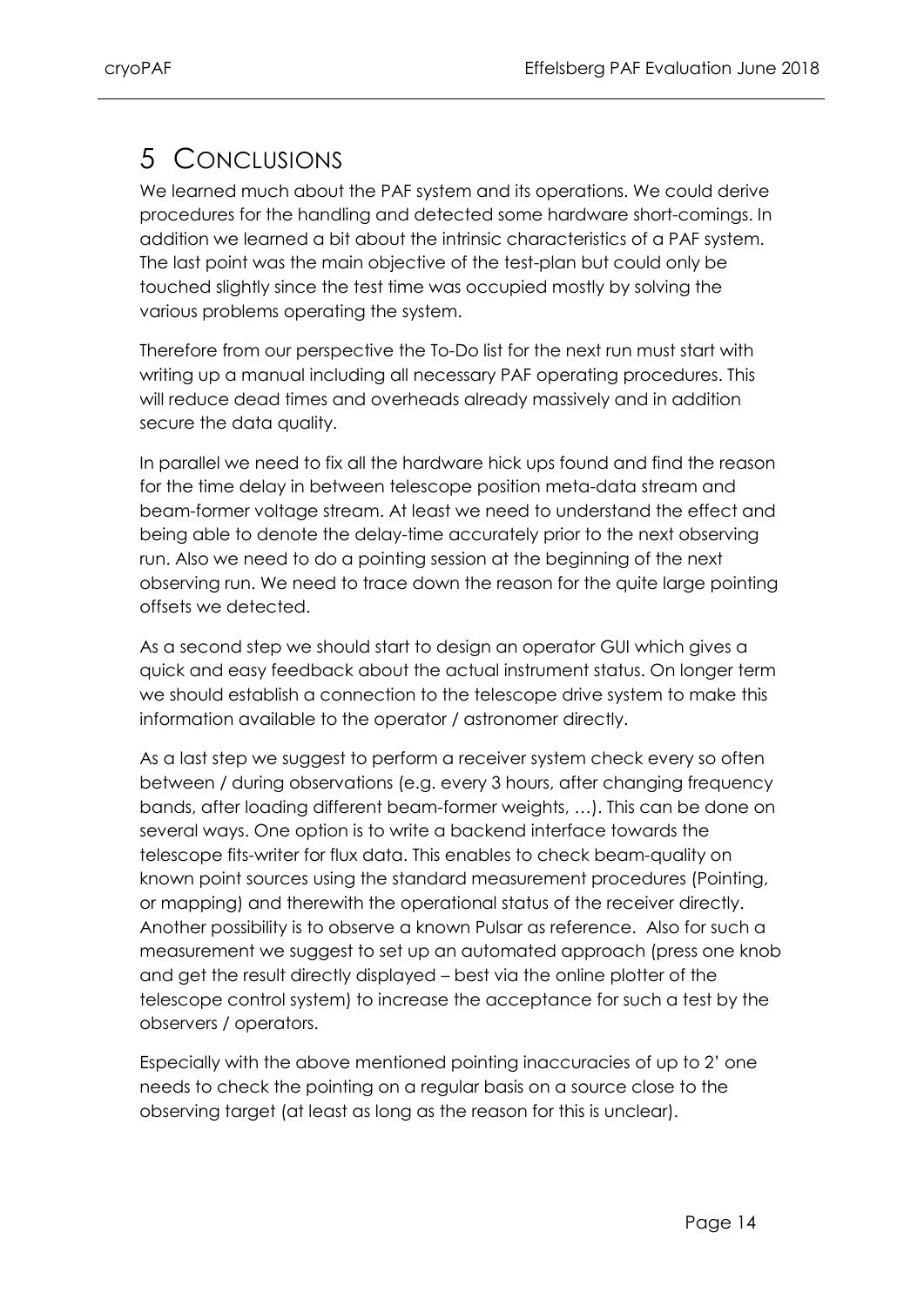# 5 CONCLUSIONS

We learned much about the PAF system and its operations. We could derive procedures for the handling and detected some hardware short-comings. In addition we learned a bit about the intrinsic characteristics of a PAF system. The last point was the main objective of the test-plan but could only be touched slightly since the test time was occupied mostly by solving the various problems operating the system.

Therefore from our perspective the To-Do list for the next run must start with writing up a manual including all necessary PAF operating procedures. This will reduce dead times and overheads already massively and in addition secure the data quality.

In parallel we need to fix all the hardware hick ups found and find the reason for the time delay in between telescope position meta-data stream and beam-former voltage stream. At least we need to understand the effect and being able to denote the delay-time accurately prior to the next observing run. Also we need to do a pointing session at the beginning of the next observing run. We need to trace down the reason for the quite large pointing offsets we detected.

As a second step we should start to design an operator GUI which gives a quick and easy feedback about the actual instrument status. On longer term we should establish a connection to the telescope drive system to make this information available to the operator / astronomer directly.

As a last step we suggest to perform a receiver system check every so often between / during observations (e.g. every 3 hours, after changing frequency bands, after loading different beam-former weights, …). This can be done on several ways. One option is to write a backend interface towards the telescope fits-writer for flux data. This enables to check beam-quality on known point sources using the standard measurement procedures (Pointing, or mapping) and therewith the operational status of the receiver directly. Another possibility is to observe a known Pulsar as reference. Also for such a measurement we suggest to set up an automated approach (press one knob and get the result directly displayed – best via the online plotter of the telescope control system) to increase the acceptance for such a test by the observers / operators.

Especially with the above mentioned pointing inaccuracies of up to 2' one needs to check the pointing on a regular basis on a source close to the observing target (at least as long as the reason for this is unclear).